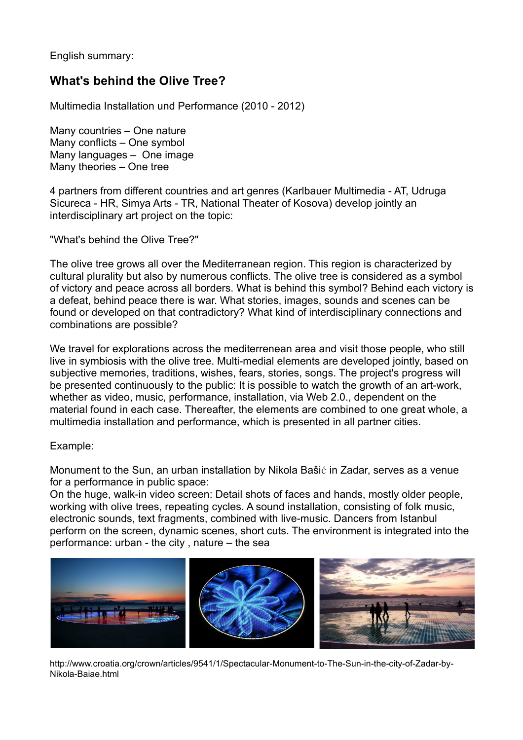English summary:

## What's behind the Olive Tree?

Multimedia Installation und Performance (2010 - 2012)

Many countries – One nature  
Many conflicts – One symbol  
Many languages – One image  
Many theories – One tree

4 partners from different countries and art genres (Karlbauer Multimedia - AT, Udruga Sicureca - HR, Simya Arts - TR, National Theater of Kosova) develop jointly an interdisciplinary art project on the topic:

"What's behind the Olive Tree?"

The olive tree grows all over the Mediterranean region. This region is characterized by cultural plurality but also by numerous conflicts. The olive tree is considered as a symbol of victory and peace across all borders. What is behind this symbol? Behind each victory is a defeat, behind peace there is war. What stories, images, sounds and scenes can be found or developed on that contradictory? What kind of interdisciplinary connections and combinations are possible?

We travel for explorations across the mediterrenean area and visit those people, who still live in symbiosis with the olive tree. Multi-medial elements are developed jointly, based on subjective memories, traditions, wishes, fears, stories, songs. The project's progress will be presented continuously to the public: It is possible to watch the growth of an art-work, whether as video, music, performance, installation, via Web 2.0., dependent on the material found in each case. Thereafter, the elements are combined to one great whole, a multimedia installation and performance, which is presented in all partner cities.

Example:

Monument to the Sun, an urban installation by Nikola Bašić in Zadar, serves as a venue for a performance in public space:  
On the huge, walk-in video screen: Detail shots of faces and hands, mostly older people, working with olive trees, repeating cycles. A sound installation, consisting of folk music, electronic sounds, text fragments, combined with live-music. Dancers from Istanbul perform on the screen, dynamic scenes, short cuts. The environment is integrated into the performance: urban - the city , nature – the sea

http://www.croatia.org/crown/articles/9541/1/Spectacular-Monument-to-The-Sun-in-the-city-of-Zadar-by-Nikola-Baiae.html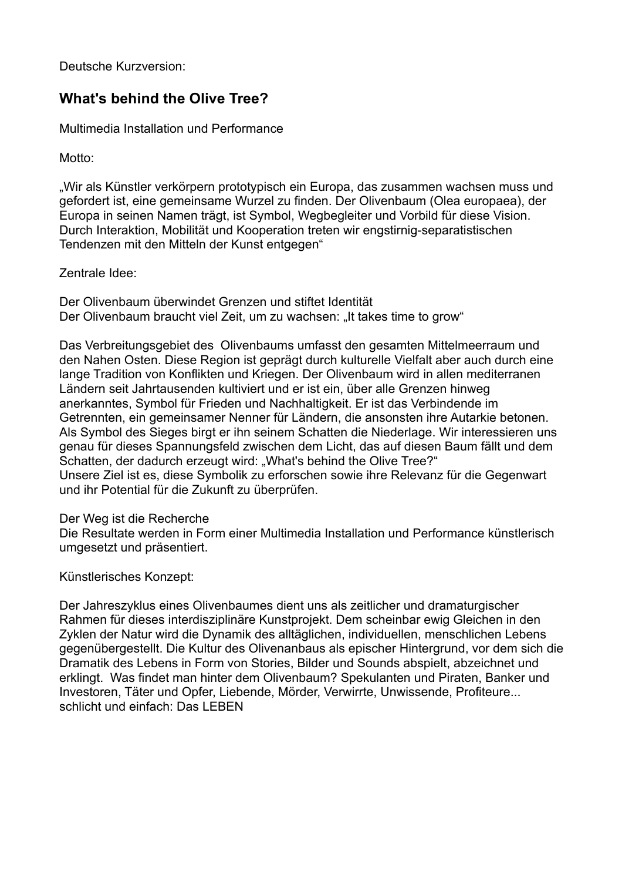Deutsche Kurzversion:

## What's behind the Olive Tree?

Multimedia Installation und Performance

Motto:

„Wir als Künstler verkörpern prototypisch ein Europa, das zusammen wachsen muss und gefordert ist, eine gemeinsame Wurzel zu finden. Der Olivenbaum (Olea europaea), der Europa in seinen Namen trägt, ist Symbol, Wegbegleiter und Vorbild für diese Vision. Durch Interaktion, Mobilität und Kooperation treten wir engstirnig-separatistischen Tendenzen mit den Mitteln der Kunst entgegen"

Zentrale Idee:

Der Olivenbaum überwindet Grenzen und stiftet Identität
Der Olivenbaum braucht viel Zeit, um zu wachsen: „It takes time to grow"

Das Verbreitungsgebiet des Olivenbaums umfasst den gesamten Mittelmeerraum und den Nahen Osten. Diese Region ist geprägt durch kulturelle Vielfalt aber auch durch eine lange Tradition von Konflikten und Kriegen. Der Olivenbaum wird in allen mediterranen Ländern seit Jahrtausenden kultiviert und er ist ein, über alle Grenzen hinweg anerkanntes, Symbol für Frieden und Nachhaltigkeit. Er ist das Verbindende im Getrennten, ein gemeinsamer Nenner für Ländern, die ansonsten ihre Autarkie betonen. Als Symbol des Sieges birgt er ihn seinem Schatten die Niederlage. Wir interessieren uns genau für dieses Spannungsfeld zwischen dem Licht, das auf diesen Baum fällt und dem Schatten, der dadurch erzeugt wird: „What's behind the Olive Tree?"
Unsere Ziel ist es, diese Symbolik zu erforschen sowie ihre Relevanz für die Gegenwart und ihr Potential für die Zukunft zu überprüfen.

Der Weg ist die Recherche
Die Resultate werden in Form einer Multimedia Installation und Performance künstlerisch umgesetzt und präsentiert.

Künstlerisches Konzept:

Der Jahreszyklus eines Olivenbaumes dient uns als zeitlicher und dramaturgischer Rahmen für dieses interdisziplinäre Kunstprojekt. Dem scheinbar ewig Gleichen in den Zyklen der Natur wird die Dynamik des alltäglichen, individuellen, menschlichen Lebens gegenübergestellt. Die Kultur des Olivenanbaus als epischer Hintergrund, vor dem sich die Dramatik des Lebens in Form von Stories, Bilder und Sounds abspielt, abzeichnet und erklingt. Was findet man hinter dem Olivenbaum? Spekulanten und Piraten, Banker und Investoren, Täter und Opfer, Liebende, Mörder, Verwirrte, Unwissende, Profiteure... schlicht und einfach: Das LEBEN